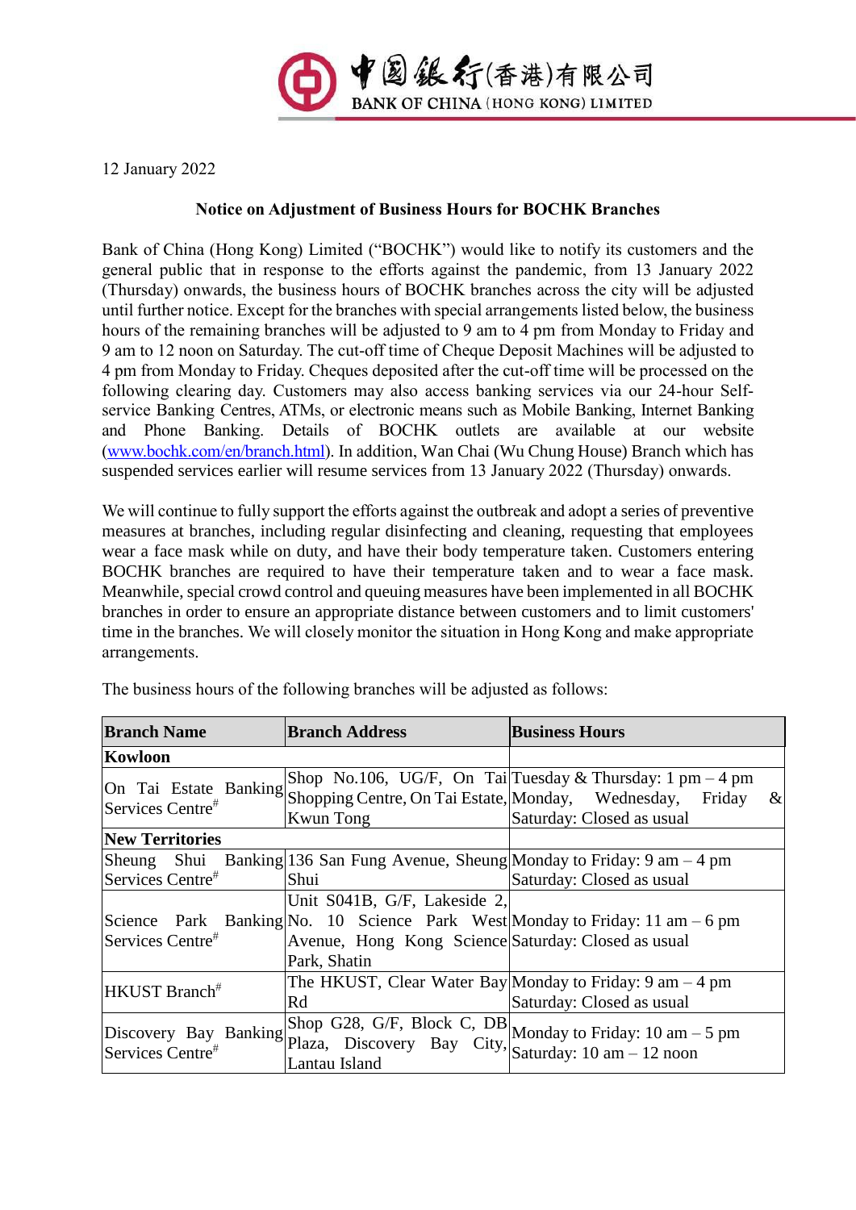中國銀行(香港)有限公司
BANK OF CHINA (HONG KONG) LIMITED

12 January 2022

**Notice on Adjustment of Business Hours for BOCHK Branches**

Bank of China (Hong Kong) Limited ("BOCHK") would like to notify its customers and the general public that in response to the efforts against the pandemic, from 13 January 2022 (Thursday) onwards, the business hours of BOCHK branches across the city will be adjusted until further notice. Except for the branches with special arrangements listed below, the business hours of the remaining branches will be adjusted to 9 am to 4 pm from Monday to Friday and 9 am to 12 noon on Saturday. The cut-off time of Cheque Deposit Machines will be adjusted to 4 pm from Monday to Friday. Cheques deposited after the cut-off time will be processed on the following clearing day. Customers may also access banking services via our 24-hour Self-service Banking Centres, ATMs, or electronic means such as Mobile Banking, Internet Banking and Phone Banking. Details of BOCHK outlets are available at our website (www.bochk.com/en/branch.html). In addition, Wan Chai (Wu Chung House) Branch which has suspended services earlier will resume services from 13 January 2022 (Thursday) onwards.

We will continue to fully support the efforts against the outbreak and adopt a series of preventive measures at branches, including regular disinfecting and cleaning, requesting that employees wear a face mask while on duty, and have their body temperature taken. Customers entering BOCHK branches are required to have their temperature taken and to wear a face mask. Meanwhile, special crowd control and queuing measures have been implemented in all BOCHK branches in order to ensure an appropriate distance between customers and to limit customers' time in the branches. We will closely monitor the situation in Hong Kong and make appropriate arrangements.

The business hours of the following branches will be adjusted as follows:

| Branch Name | Branch Address | Business Hours |
|---|---|---|
| **Kowloon** | | |
| On Tai Estate Banking Services Centre[#] | Shop No.106, UG/F, On Tai Shopping Centre, On Tai Estate, Kwun Tong | Tuesday & Thursday: 1 pm – 4 pm<br>Monday, Wednesday, Friday & Saturday: Closed as usual |
| **New Territories** | | |
| Sheung Shui Banking Services Centre[#] | 136 San Fung Avenue, Sheung Shui | Monday to Friday: 9 am – 4 pm<br>Saturday: Closed as usual |
| Science Park Banking Services Centre[#] | Unit S041B, G/F, Lakeside 2, No. 10 Science Park West Avenue, Hong Kong Science Park, Shatin | Monday to Friday: 11 am – 6 pm<br>Saturday: Closed as usual |
| HKUST Branch[#] | The HKUST, Clear Water Bay Rd | Monday to Friday: 9 am – 4 pm<br>Saturday: Closed as usual |
| Discovery Bay Banking Services Centre[#] | Shop G28, G/F, Block C, DB Plaza, Discovery Bay City, Lantau Island | Monday to Friday: 10 am – 5 pm<br>Saturday: 10 am – 12 noon |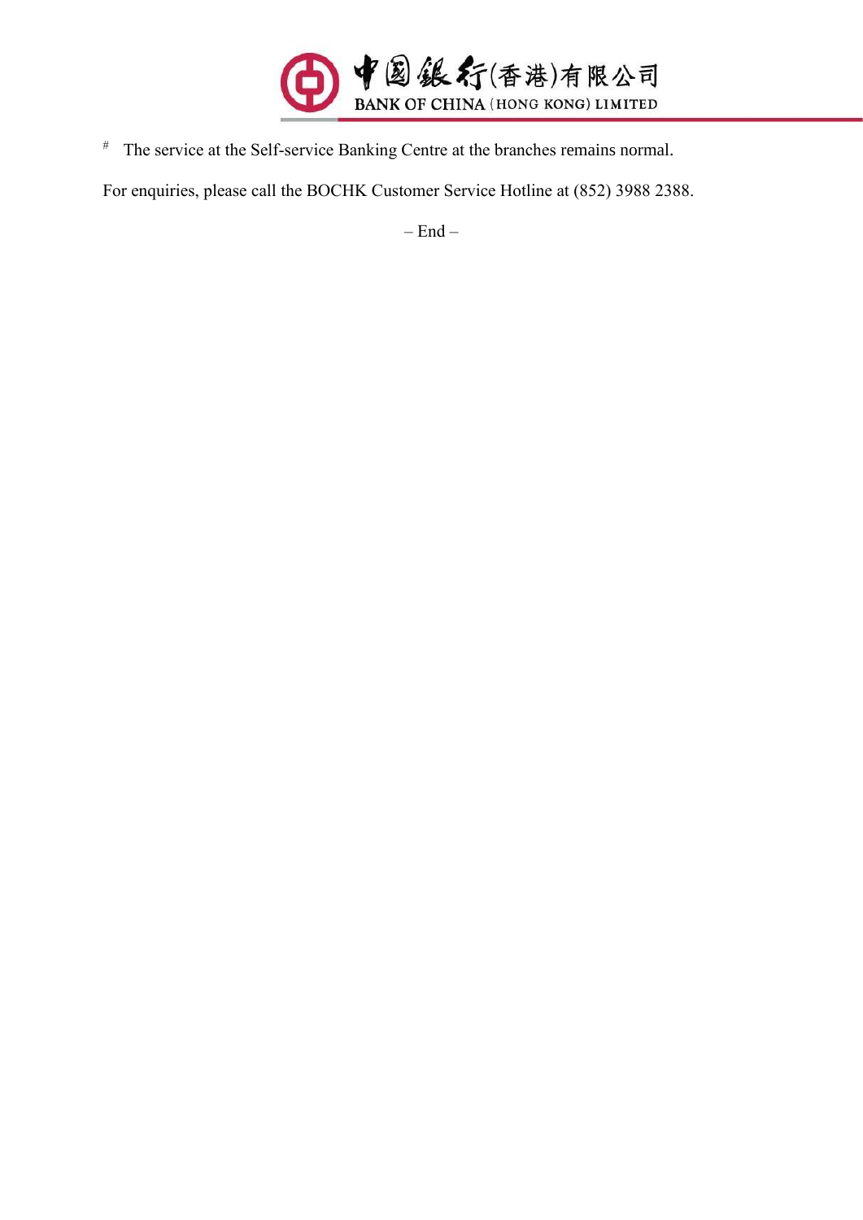# The service at the Self-service Banking Centre at the branches remains normal.

For enquiries, please call the BOCHK Customer Service Hotline at (852) 3988 2388.

– End –

[#] The service at the Self-service Banking Centre at the branches remains normal.

For enquiries, please call the BOCHK Customer Service Hotline at (852) 3988 2388.

– End –